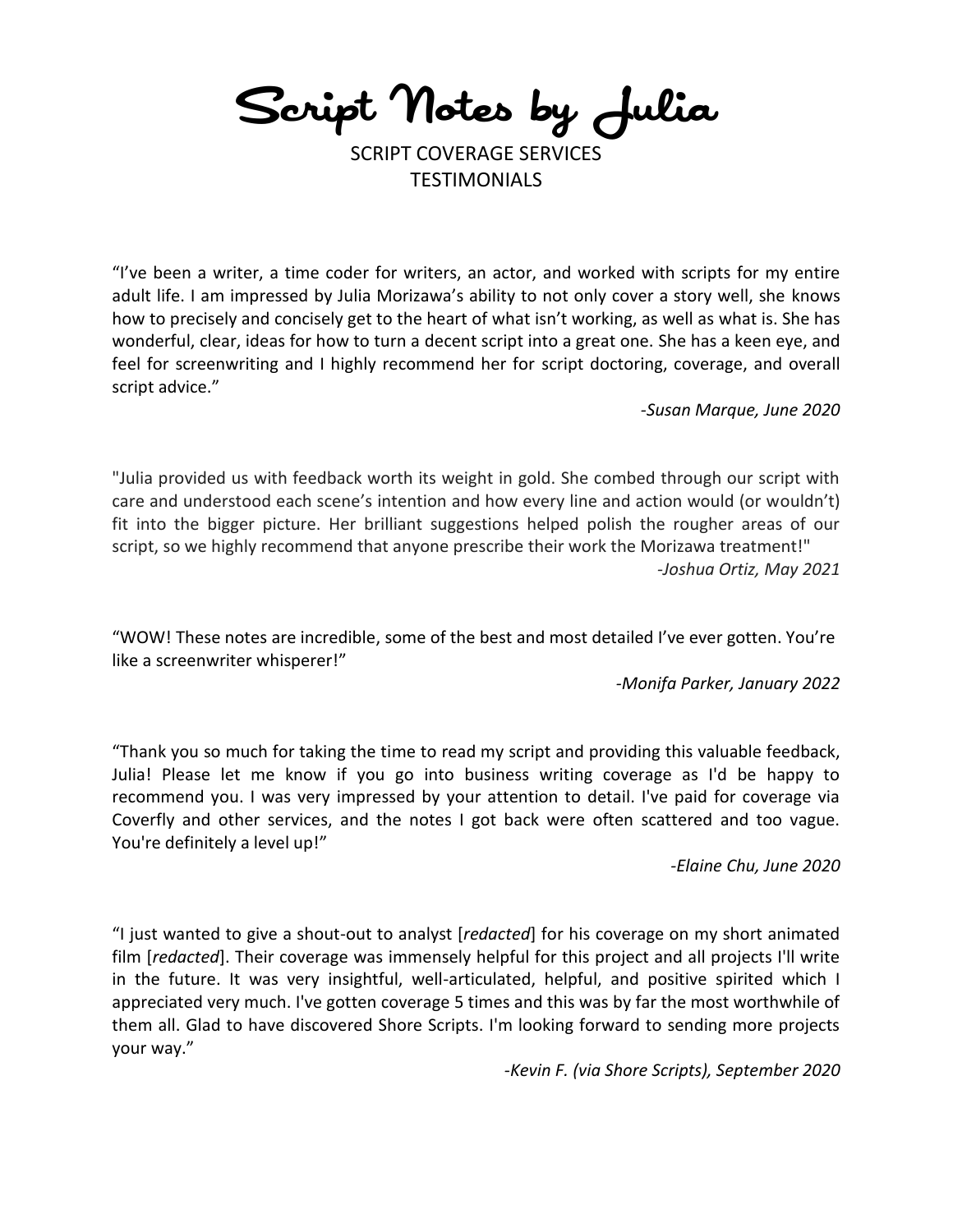# Script Notes by Julia

SCRIPT COVERAGE SERVICES
TESTIMONIALS

"I've been a writer, a time coder for writers, an actor, and worked with scripts for my entire adult life. I am impressed by Julia Morizawa's ability to not only cover a story well, she knows how to precisely and concisely get to the heart of what isn't working, as well as what is. She has wonderful, clear, ideas for how to turn a decent script into a great one. She has a keen eye, and feel for screenwriting and I highly recommend her for script doctoring, coverage, and overall script advice."

*-Susan Marque, June 2020*

"Julia provided us with feedback worth its weight in gold. She combed through our script with care and understood each scene's intention and how every line and action would (or wouldn't) fit into the bigger picture. Her brilliant suggestions helped polish the rougher areas of our script, so we highly recommend that anyone prescribe their work the Morizawa treatment!"

*-Joshua Ortiz, May 2021*

"WOW! These notes are incredible, some of the best and most detailed I've ever gotten. You're like a screenwriter whisperer!"

*-Monifa Parker, January 2022*

"Thank you so much for taking the time to read my script and providing this valuable feedback, Julia! Please let me know if you go into business writing coverage as I'd be happy to recommend you. I was very impressed by your attention to detail. I've paid for coverage via Coverfly and other services, and the notes I got back were often scattered and too vague. You're definitely a level up!"

*-Elaine Chu, June 2020*

"I just wanted to give a shout-out to analyst [*redacted*] for his coverage on my short animated film [*redacted*]. Their coverage was immensely helpful for this project and all projects I'll write in the future. It was very insightful, well-articulated, helpful, and positive spirited which I appreciated very much. I've gotten coverage 5 times and this was by far the most worthwhile of them all. Glad to have discovered Shore Scripts. I'm looking forward to sending more projects your way."

*-Kevin F. (via Shore Scripts), September 2020*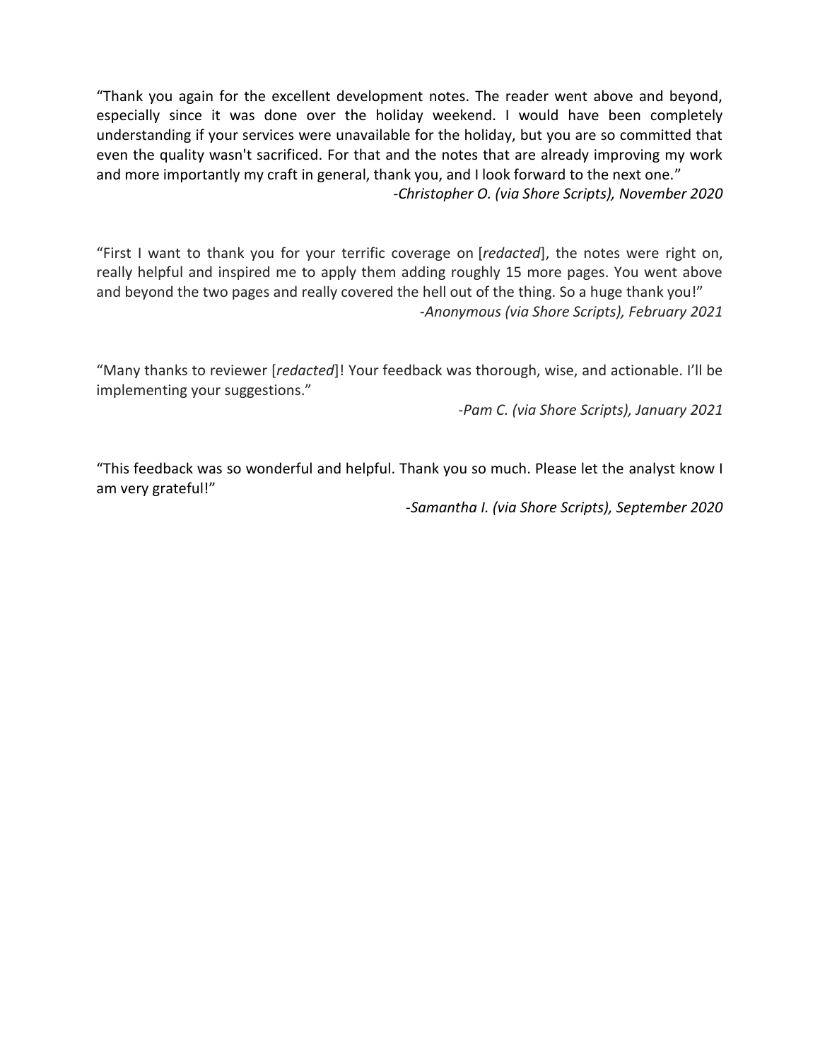“Thank you again for the excellent development notes. The reader went above and beyond, especially since it was done over the holiday weekend. I would have been completely understanding if your services were unavailable for the holiday, but you are so committed that even the quality wasn't sacrificed. For that and the notes that are already improving my work and more importantly my craft in general, thank you, and I look forward to the next one.”

*-Christopher O. (via Shore Scripts), November 2020*

“First I want to thank you for your terrific coverage on [*redacted*], the notes were right on, really helpful and inspired me to apply them adding roughly 15 more pages. You went above and beyond the two pages and really covered the hell out of the thing. So a huge thank you!”

*-Anonymous (via Shore Scripts), February 2021*

“Many thanks to reviewer [*redacted*]! Your feedback was thorough, wise, and actionable. I’ll be implementing your suggestions.”

*-Pam C. (via Shore Scripts), January 2021*

“This feedback was so wonderful and helpful. Thank you so much. Please let the analyst know I am very grateful!”

*-Samantha I. (via Shore Scripts), September 2020*